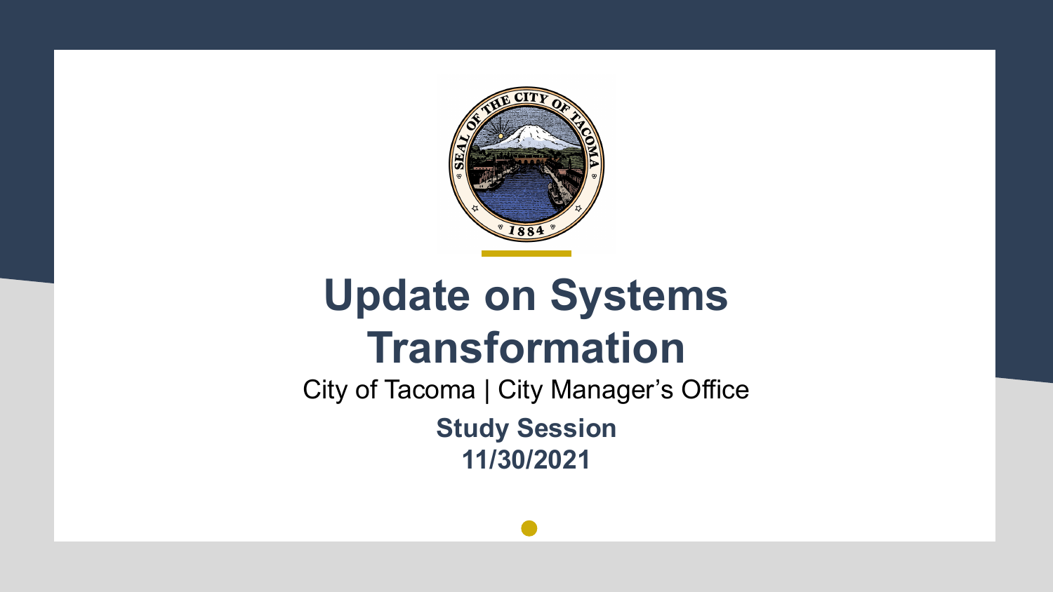# Update on Systems Transformation

City of Tacoma | City Manager's Office

**Study Session**

**11/30/2021**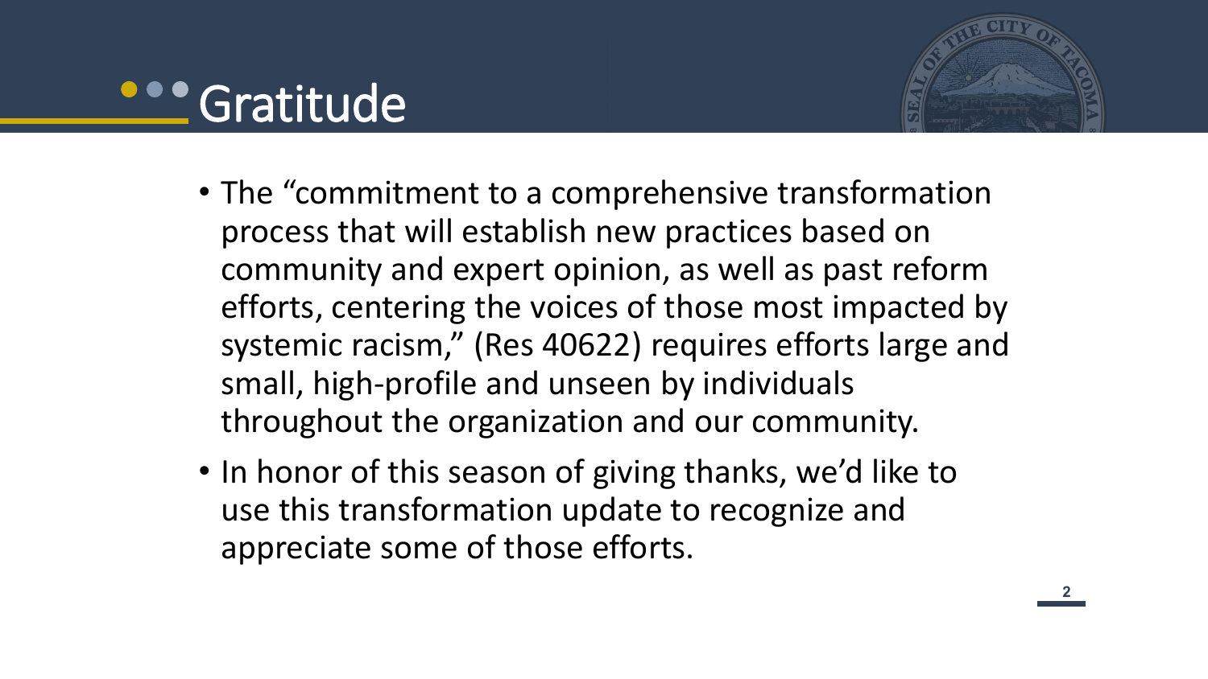# Gratitude

- The "commitment to a comprehensive transformation process that will establish new practices based on community and expert opinion, as well as past reform efforts, centering the voices of those most impacted by systemic racism," (Res 40622) requires efforts large and small, high-profile and unseen by individuals throughout the organization and our community.
- In honor of this season of giving thanks, we'd like to use this transformation update to recognize and appreciate some of those efforts.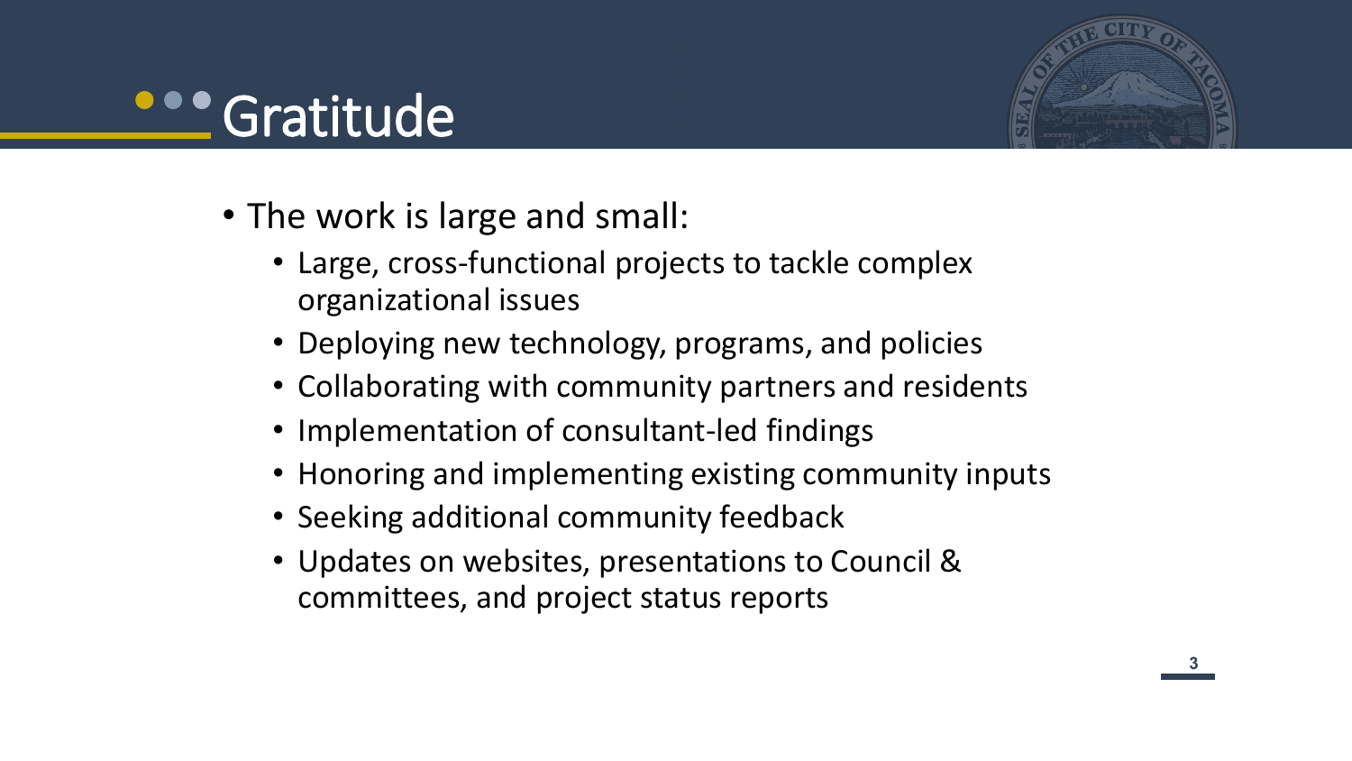# Gratitude

- The work is large and small:
  - Large, cross-functional projects to tackle complex organizational issues
  - Deploying new technology, programs, and policies
  - Collaborating with community partners and residents
  - Implementation of consultant-led findings
  - Honoring and implementing existing community inputs
  - Seeking additional community feedback
  - Updates on websites, presentations to Council & committees, and project status reports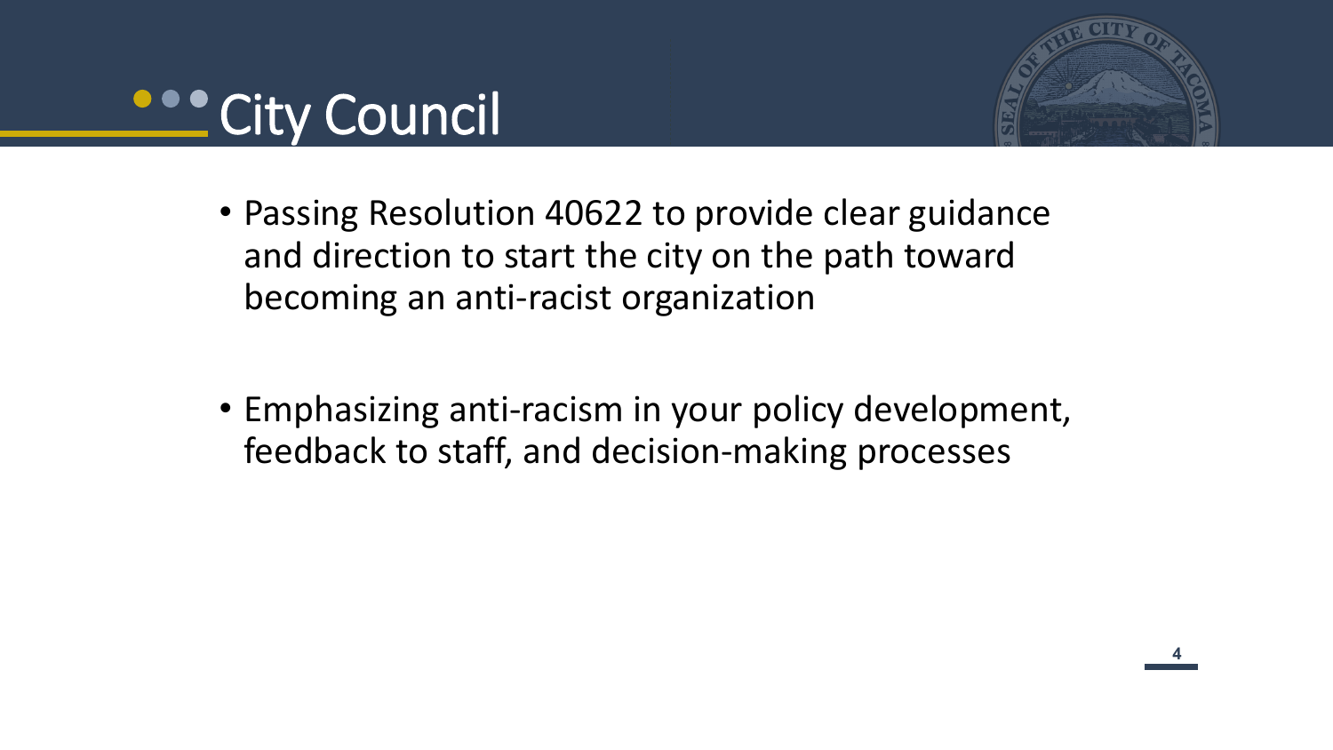# City Council

- Passing Resolution 40622 to provide clear guidance and direction to start the city on the path toward becoming an anti-racist organization

- Emphasizing anti-racism in your policy development, feedback to staff, and decision-making processes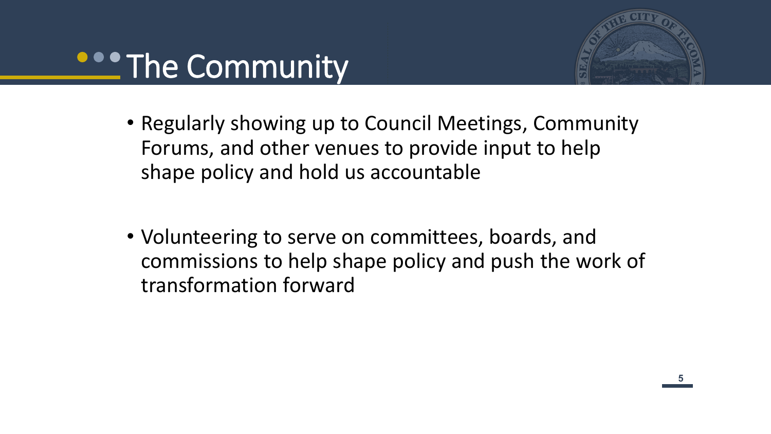# The Community

- Regularly showing up to Council Meetings, Community Forums, and other venues to provide input to help shape policy and hold us accountable

- Volunteering to serve on committees, boards, and commissions to help shape policy and push the work of transformation forward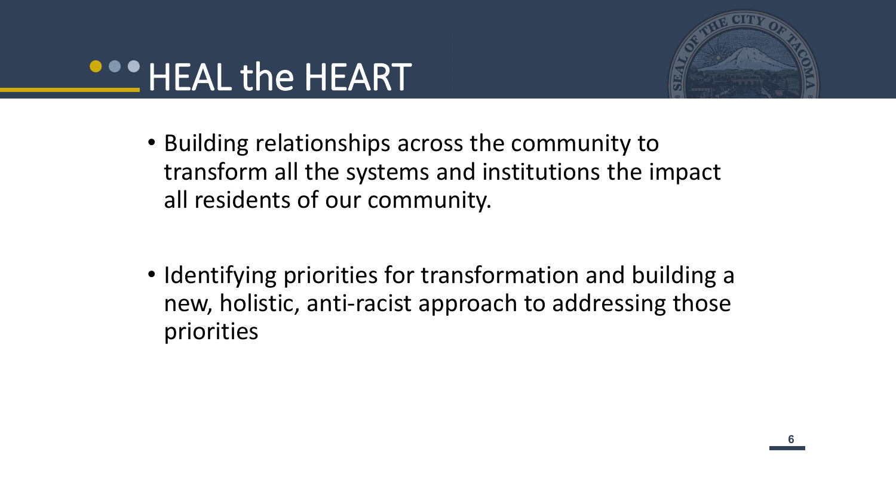# HEAL the HEART

- Building relationships across the community to transform all the systems and institutions the impact all residents of our community.

- Identifying priorities for transformation and building a new, holistic, anti-racist approach to addressing those priorities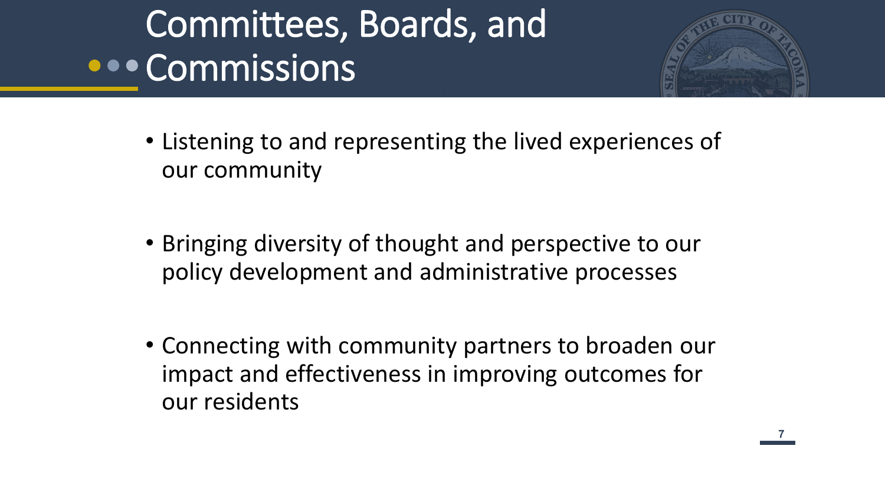# Committees, Boards, and Commissions

- Listening to and representing the lived experiences of our community
- Bringing diversity of thought and perspective to our policy development and administrative processes
- Connecting with community partners to broaden our impact and effectiveness in improving outcomes for our residents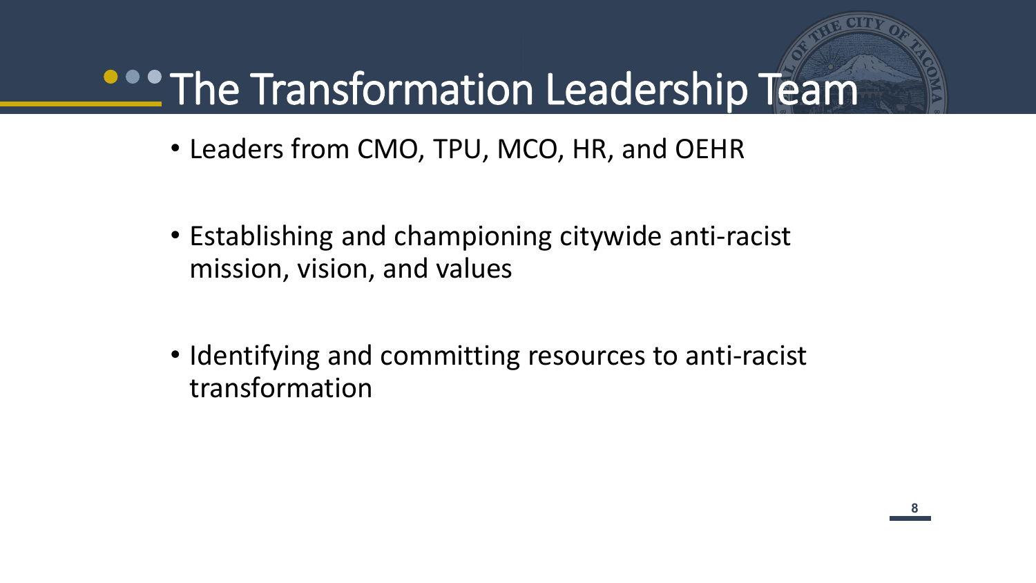# The Transformation Leadership Team

- Leaders from CMO, TPU, MCO, HR, and OEHR
- Establishing and championing citywide anti-racist mission, vision, and values
- Identifying and committing resources to anti-racist transformation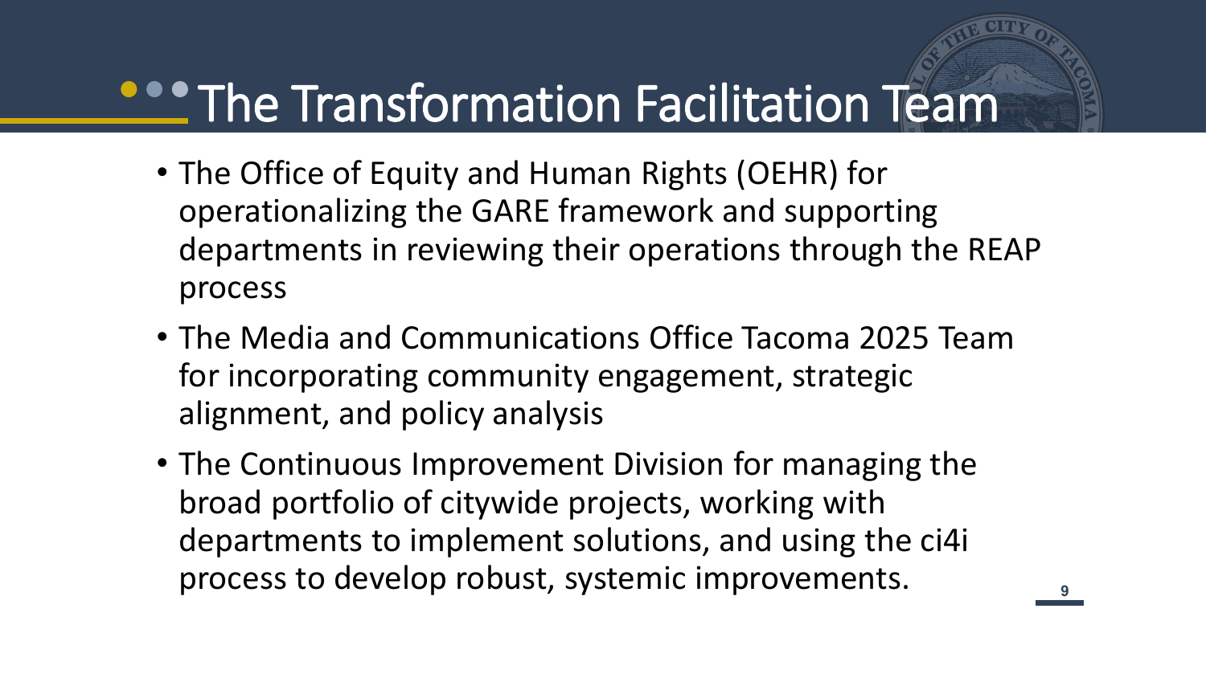# The Transformation Facilitation Team

- The Office of Equity and Human Rights (OEHR) for operationalizing the GARE framework and supporting departments in reviewing their operations through the REAP process
- The Media and Communications Office Tacoma 2025 Team for incorporating community engagement, strategic alignment, and policy analysis
- The Continuous Improvement Division for managing the broad portfolio of citywide projects, working with departments to implement solutions, and using the ci4i process to develop robust, systemic improvements.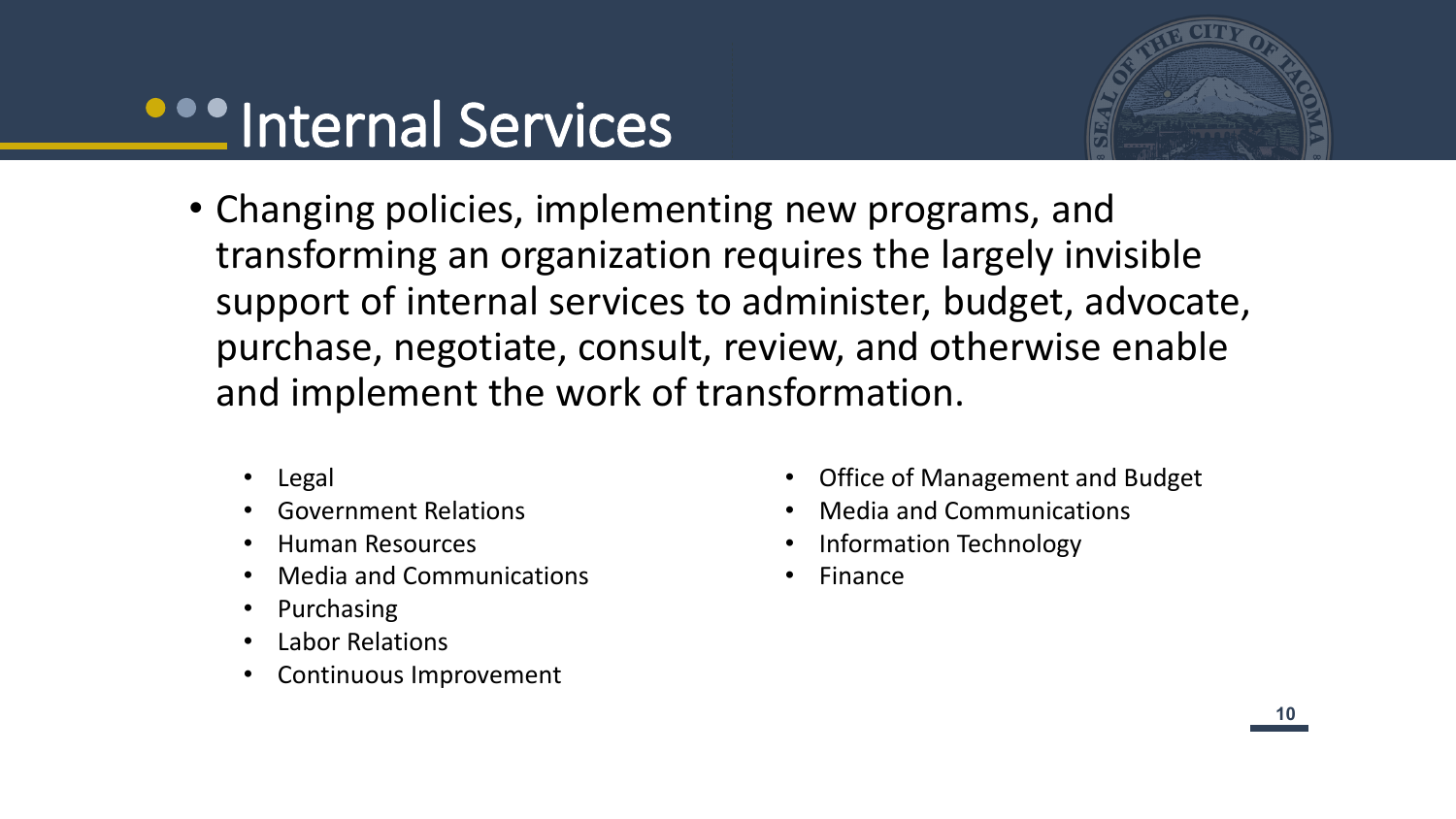# Internal Services

- Changing policies, implementing new programs, and transforming an organization requires the largely invisible support of internal services to administer, budget, advocate, purchase, negotiate, consult, review, and otherwise enable and implement the work of transformation.

  - Legal
  - Government Relations
  - Human Resources
  - Media and Communications
  - Purchasing
  - Labor Relations
  - Continuous Improvement
  - Office of Management and Budget
  - Media and Communications
  - Information Technology
  - Finance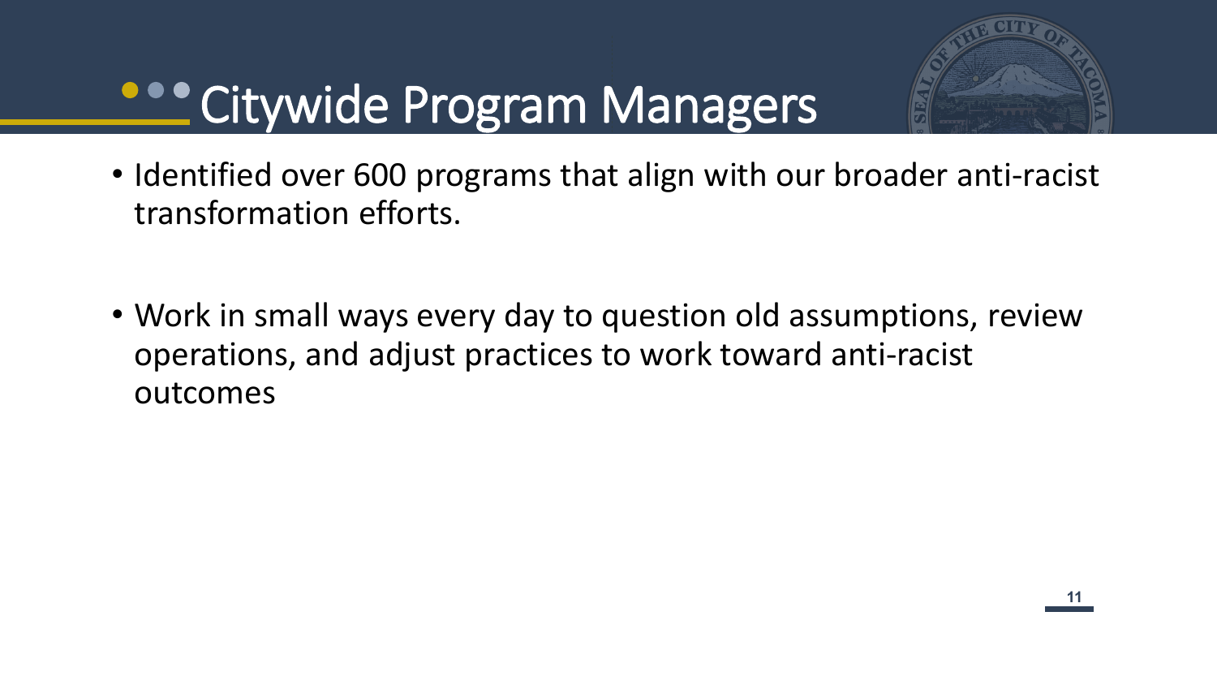# Citywide Program Managers

- Identified over 600 programs that align with our broader anti-racist transformation efforts.

- Work in small ways every day to question old assumptions, review operations, and adjust practices to work toward anti-racist outcomes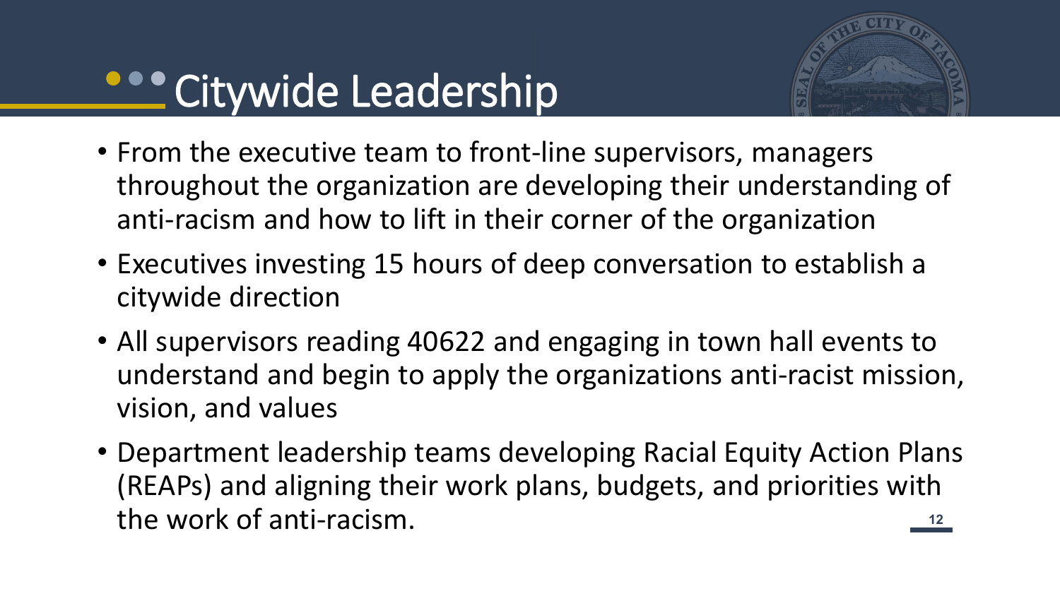# Citywide Leadership

- From the executive team to front-line supervisors, managers throughout the organization are developing their understanding of anti-racism and how to lift in their corner of the organization
- Executives investing 15 hours of deep conversation to establish a citywide direction
- All supervisors reading 40622 and engaging in town hall events to understand and begin to apply the organizations anti-racist mission, vision, and values
- Department leadership teams developing Racial Equity Action Plans (REAPs) and aligning their work plans, budgets, and priorities with the work of anti-racism.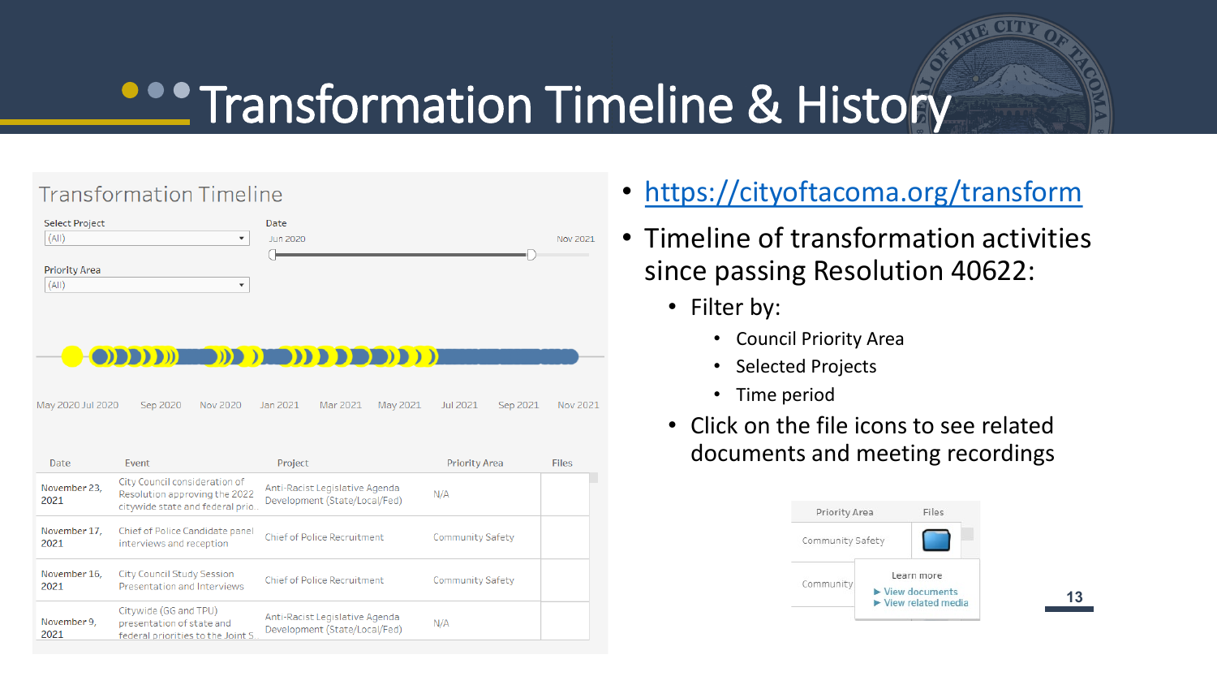# Transformation Timeline & History

## Transformation Timeline

Select Project: (All)

Priority Area: (All)

Date: Jun 2020 – Nov 2021

May 2020 Jul 2020 Sep 2020 Nov 2020 Jan 2021 Mar 2021 May 2021 Jul 2021 Sep 2021 Nov 2021

| Date | Event | Project | Priority Area | Files |
|---|---|---|---|---|
| November 23, 2021 | City Council consideration of Resolution approving the 2022 citywide state and federal prio.. | Anti-Racist Legislative Agenda Development (State/Local/Fed) | N/A | |
| November 17, 2021 | Chief of Police Candidate panel interviews and reception | Chief of Police Recruitment | Community Safety | |
| November 16, 2021 | City Council Study Session Presentation and Interviews | Chief of Police Recruitment | Community Safety | |
| November 9, 2021 | Citywide (GG and TPU) presentation of state and federal priorities to the Joint S.. | Anti-Racist Legislative Agenda Development (State/Local/Fed) | N/A | |

- https://cityoftacoma.org/transform
- Timeline of transformation activities since passing Resolution 40622:
  - Filter by:
    - Council Priority Area
    - Selected Projects
    - Time period
  - Click on the file icons to see related documents and meeting recordings

| Priority Area | Files |
|---|---|
| Community Safety | |
| Community | Learn more<br>▶ View documents<br>▶ View related media |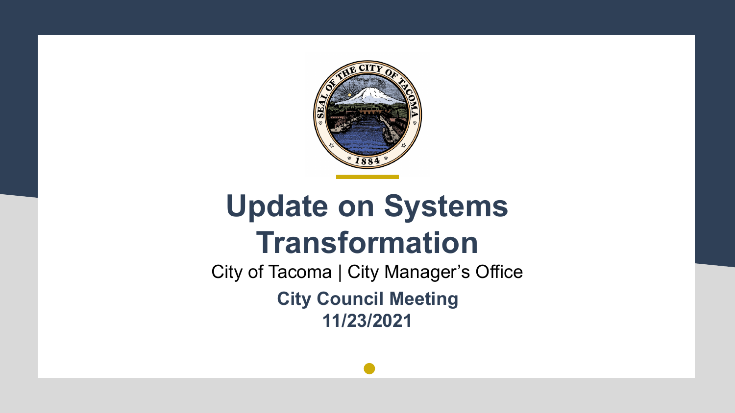# Update on Systems Transformation

City of Tacoma | City Manager's Office

**City Council Meeting**

**11/23/2021**